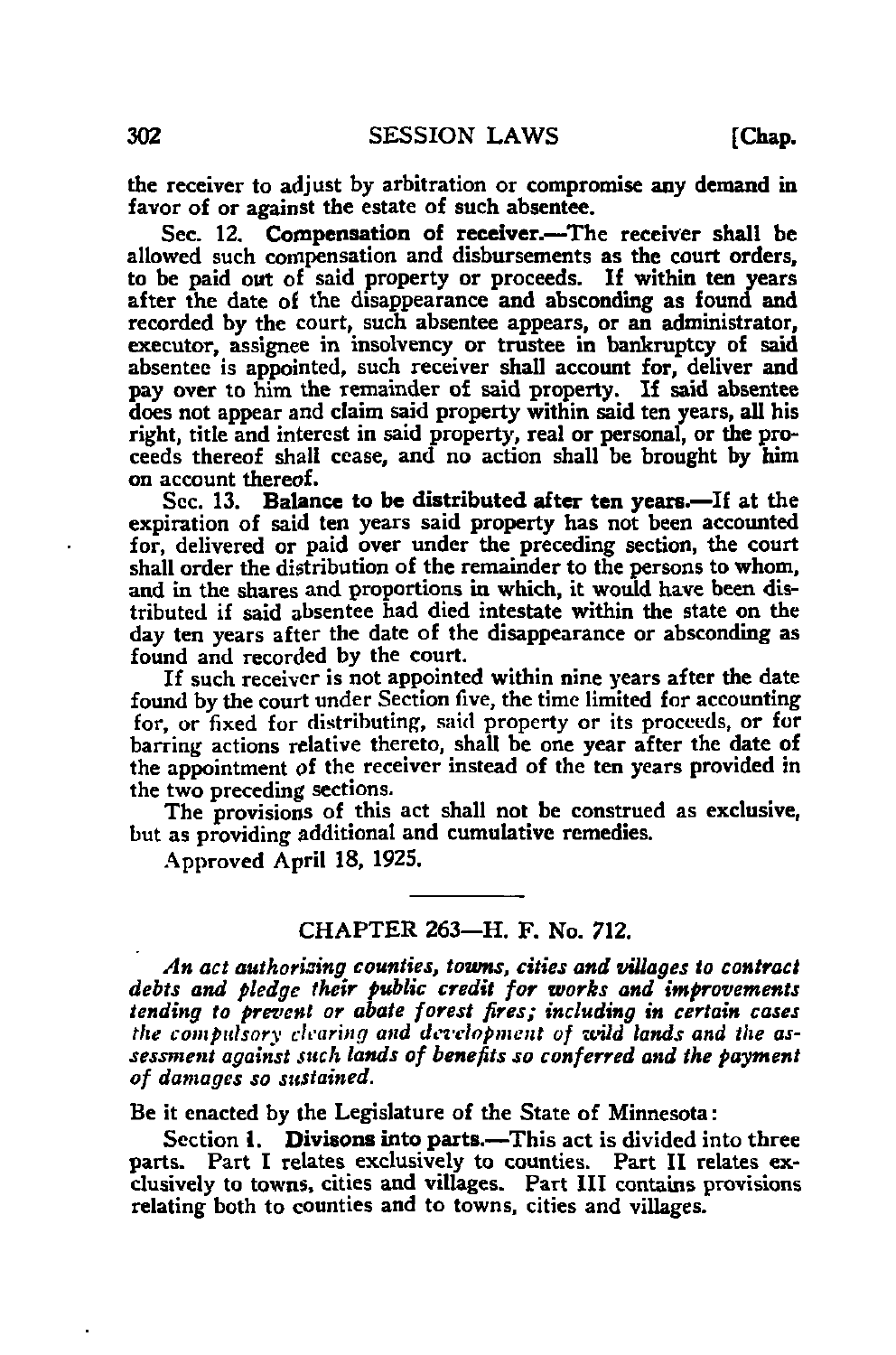the receiver to adjust by arbitration or compromise any demand in favor of or against the estate of such absentee.

Sec. 12. **Compensation of receiver.**—The receiver shall be allowed such compensation and disbursements as the court orders, to be paid out of said property or proceeds. If within ten years after the date of the disappearance and absconding as found and recorded by the court, such absentee appears, or an administrator, executor, assignee in insolvency or trustee in bankruptcy of said absentee is appointed, such receiver shall account for, deliver and pay over to him the remainder of said property. If said absentee does not appear and claim said property within said ten years, all his right, title and interest in said property, real or personal, or the proceeds thereof shall cease, and no action shall be brought by him on account thereof.

Sec. 13. **Balance to be distributed after ten years.**—If at the expiration of said ten years said property has not been accounted for, delivered or paid over under the preceding section, the court shall order the distribution of the remainder to the persons to whom, and in the shares and proportions in which, it would have been distributed if said absentee had died intestate within the state on the day ten years after the date of the disappearance or absconding as found and recorded by the court.

If such receiver is not appointed within nine years after the date found by the court under Section five, the time limited for accounting for, or fixed for distributing, said property or its proceeds, or for barring actions relative thereto, shall be one year after the date of the appointment of the receiver instead of the ten years provided in the two preceding sections.

The provisions of this act shall not be construed as exclusive, but as providing additional and cumulative remedies.

Approved April 18, 1925.

---

## CHAPTER 263—H. F. No. 712.

*An act authorizing counties, towns, cities and villages to contract debts and pledge their public credit for works and improvements tending to prevent or abate forest fires; including in certain cases the compulsory clearing and development of wild lands and the assessment against such lands of benefits so conferred and the payment of damages so sustained.*

Be it enacted by the Legislature of the State of Minnesota:

Section 1. **Divisons into parts.**—This act is divided into three parts. Part I relates exclusively to counties. Part II relates exclusively to towns, cities and villages. Part III contains provisions relating both to counties and to towns, cities and villages.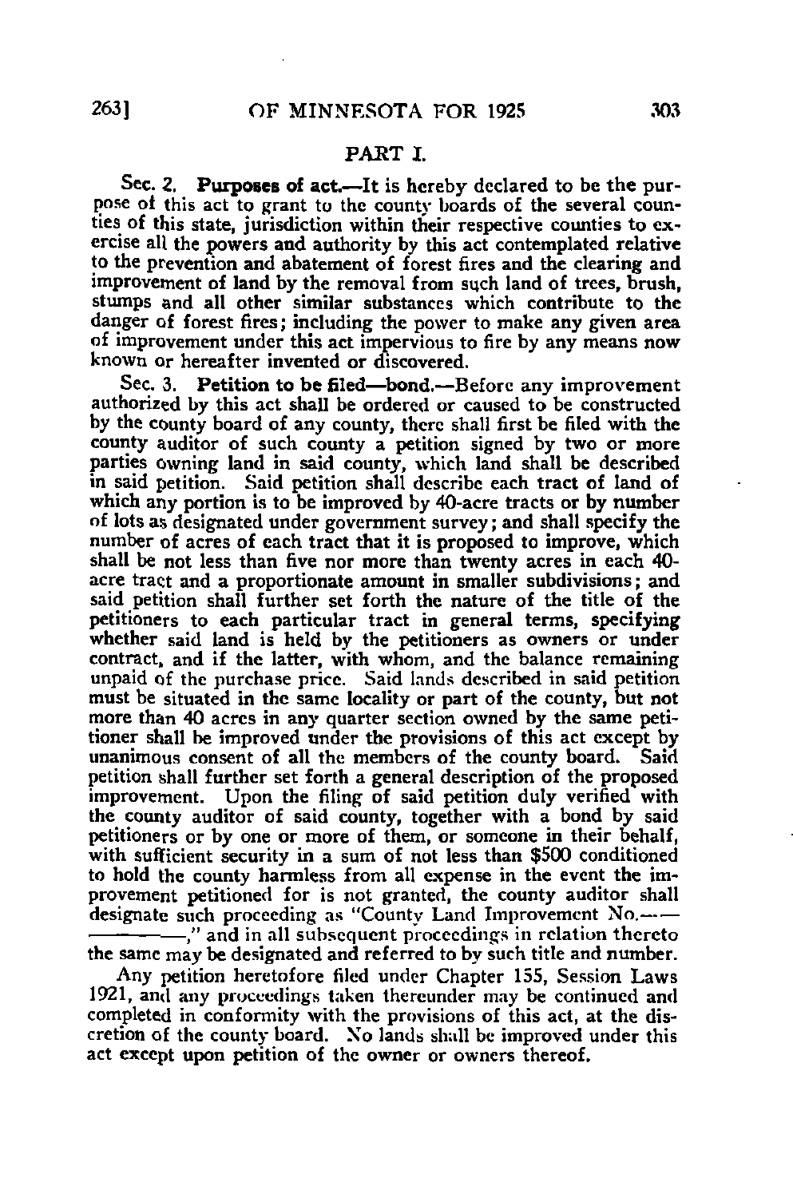## PART I.

Sec. 2. **Purposes of act.**—It is hereby declared to be the purpose of this act to grant to the county boards of the several counties of this state, jurisdiction within their respective counties to exercise all the powers and authority by this act contemplated relative to the prevention and abatement of forest fires and the clearing and improvement of land by the removal from such land of trees, brush, stumps and all other similar substances which contribute to the danger of forest fires; including the power to make any given area of improvement under this act impervious to fire by any means now known or hereafter invented or discovered.

Sec. 3. **Petition to be filed—bond.**—Before any improvement authorized by this act shall be ordered or caused to be constructed by the county board of any county, there shall first be filed with the county auditor of such county a petition signed by two or more parties owning land in said county, which land shall be described in said petition. Said petition shall describe each tract of land of which any portion is to be improved by 40-acre tracts or by number of lots as designated under government survey; and shall specify the number of acres of each tract that it is proposed to improve, which shall be not less than five nor more than twenty acres in each 40-acre tract and a proportionate amount in smaller subdivisions; and said petition shall further set forth the nature of the title of the petitioners to each particular tract in general terms, specifying whether said land is held by the petitioners as owners or under contract, and if the latter, with whom, and the balance remaining unpaid of the purchase price. Said lands described in said petition must be situated in the same locality or part of the county, but not more than 40 acres in any quarter section owned by the same petitioner shall be improved under the provisions of this act except by unanimous consent of all the members of the county board. Said petition shall further set forth a general description of the proposed improvement. Upon the filing of said petition duly verified with the county auditor of said county, together with a bond by said petitioners or by one or more of them, or someone in their behalf, with sufficient security in a sum of not less than $500 conditioned to hold the county harmless from all expense in the event the improvement petitioned for is not granted, the county auditor shall designate such proceeding as "County Land Improvement No.————————," and in all subsequent proceedings in relation thereto the same may be designated and referred to by such title and number.

Any petition heretofore filed under Chapter 155, Session Laws 1921, and any proceedings taken thereunder may be continued and completed in conformity with the provisions of this act, at the discretion of the county board. No lands shall be improved under this act except upon petition of the owner or owners thereof.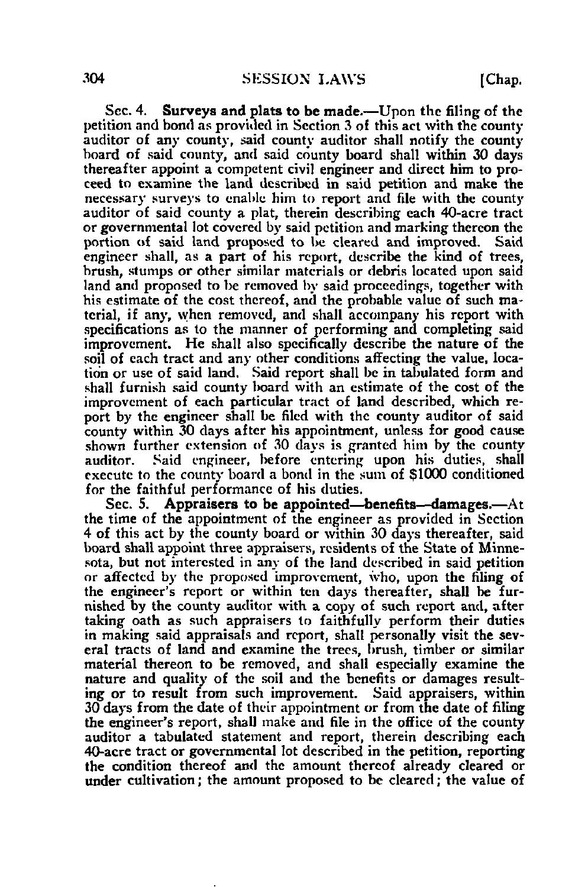Sec. 4. **Surveys and plats to be made.**—Upon the filing of the petition and bond as provided in Section 3 of this act with the county auditor of any county, said county auditor shall notify the county board of said county, and said county board shall within 30 days thereafter appoint a competent civil engineer and direct him to proceed to examine the land described in said petition and make the necessary surveys to enable him to report and file with the county auditor of said county a plat, therein describing each 40-acre tract or governmental lot covered by said petition and marking thereon the portion of said land proposed to be cleared and improved. Said engineer shall, as a part of his report, describe the kind of trees, brush, stumps or other similar materials or debris located upon said land and proposed to be removed by said proceedings, together with his estimate of the cost thereof, and the probable value of such material, if any, when removed, and shall accompany his report with specifications as to the manner of performing and completing said improvement. He shall also specifically describe the nature of the soil of each tract and any other conditions affecting the value, location or use of said land. Said report shall be in tabulated form and shall furnish said county board with an estimate of the cost of the improvement of each particular tract of land described, which report by the engineer shall be filed with the county auditor of said county within 30 days after his appointment, unless for good cause shown further extension of 30 days is granted him by the county auditor. Said engineer, before entering upon his duties, shall execute to the county board a bond in the sum of $1000 conditioned for the faithful performance of his duties.

Sec. 5. **Appraisers to be appointed—benefits—damages.**—At the time of the appointment of the engineer as provided in Section 4 of this act by the county board or within 30 days thereafter, said board shall appoint three appraisers, residents of the State of Minnesota, but not interested in any of the land described in said petition or affected by the proposed improvement, who, upon the filing of the engineer's report or within ten days thereafter, shall be furnished by the county auditor with a copy of such report and, after taking oath as such appraisers to faithfully perform their duties in making said appraisals and report, shall personally visit the several tracts of land and examine the trees, brush, timber or similar material thereon to be removed, and shall especially examine the nature and quality of the soil and the benefits or damages resulting or to result from such improvement. Said appraisers, within 30 days from the date of their appointment or from the date of filing the engineer's report, shall make and file in the office of the county auditor a tabulated statement and report, therein describing each 40-acre tract or governmental lot described in the petition, reporting the condition thereof and the amount thereof already cleared or under cultivation; the amount proposed to be cleared; the value of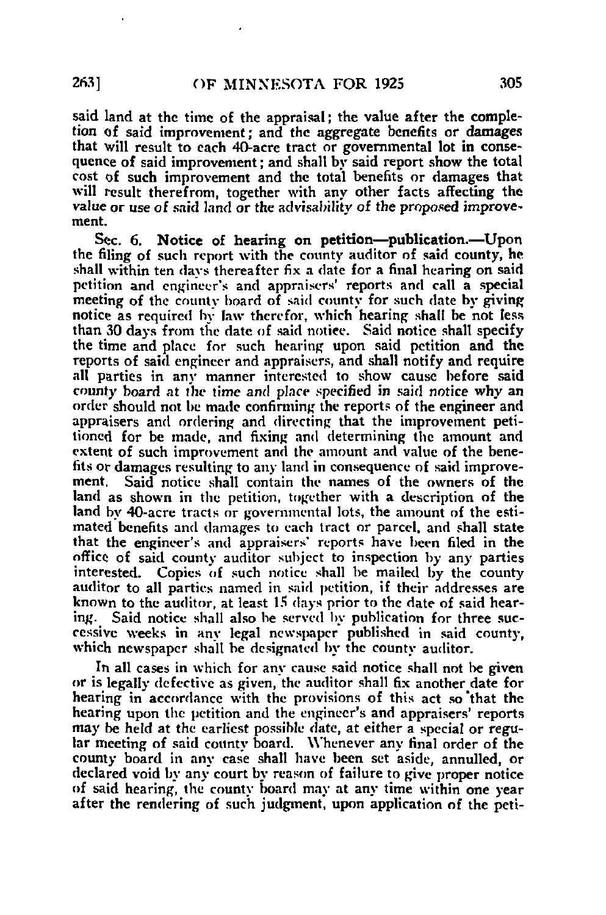said land at the time of the appraisal; the value after the completion of said improvement; and the aggregate benefits or damages that will result to each 40-acre tract or governmental lot in consequence of said improvement; and shall by said report show the total cost of such improvement and the total benefits or damages that will result therefrom, together with any other facts affecting the value or use of said land or the advisability of the proposed improvement.

Sec. 6. **Notice of hearing on petition—publication.**—Upon the filing of such report with the county auditor of said county, he shall within ten days thereafter fix a date for a final hearing on said petition and engineer's and appraisers' reports and call a special meeting of the county board of said county for such date by giving notice as required by law therefor, which hearing shall be not less than 30 days from the date of said notice. Said notice shall specify the time and place for such hearing upon said petition and the reports of said engineer and appraisers, and shall notify and require all parties in any manner interested to show cause before said county board at the time and place specified in said notice why an order should not be made confirming the reports of the engineer and appraisers and ordering and directing that the improvement petitioned for be made, and fixing and determining the amount and extent of such improvement and the amount and value of the benefits or damages resulting to any land in consequence of said improvement. Said notice shall contain the names of the owners of the land as shown in the petition, together with a description of the land by 40-acre tracts or governmental lots, the amount of the estimated benefits and damages to each tract or parcel, and shall state that the engineer's and appraisers' reports have been filed in the office of said county auditor subject to inspection by any parties interested. Copies of such notice shall be mailed by the county auditor to all parties named in said petition, if their addresses are known to the auditor, at least 15 days prior to the date of said hearing. Said notice shall also be served by publication for three successive weeks in any legal newspaper published in said county, which newspaper shall be designated by the county auditor.

In all cases in which for any cause said notice shall not be given or is legally defective as given, the auditor shall fix another date for hearing in accordance with the provisions of this act so that the hearing upon the petition and the engineer's and appraisers' reports may be held at the earliest possible date, at either a special or regular meeting of said county board. Whenever any final order of the county board in any case shall have been set aside, annulled, or declared void by any court by reason of failure to give proper notice of said hearing, the county board may at any time within one year after the rendering of such judgment, upon application of the peti-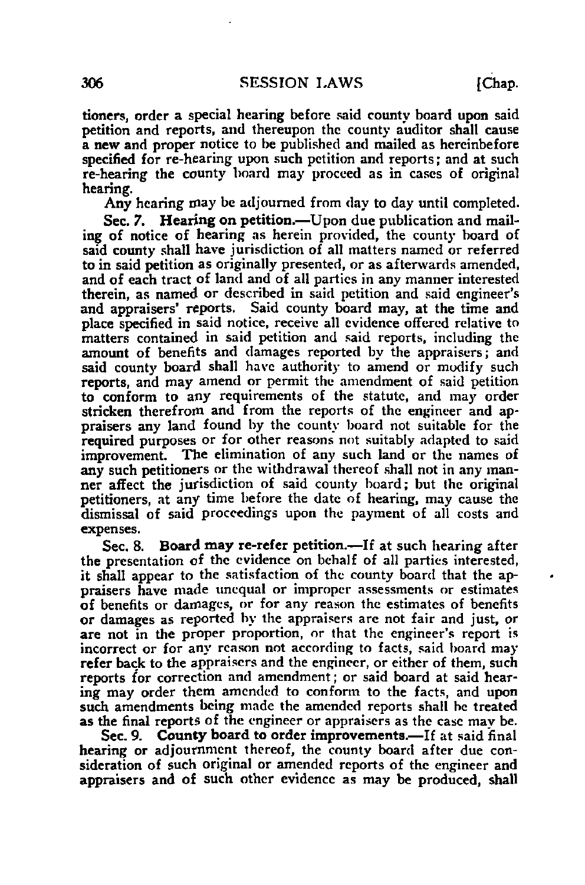tioners, order a special hearing before said county board upon said petition and reports, and thereupon the county auditor shall cause a new and proper notice to be published and mailed as hereinbefore specified for re-hearing upon such petition and reports; and at such re-hearing the county board may proceed as in cases of original hearing.

Any hearing may be adjourned from day to day until completed.

Sec. 7. **Hearing on petition.**—Upon due publication and mailing of notice of hearing as herein provided, the county board of said county shall have jurisdiction of all matters named or referred to in said petition as originally presented, or as afterwards amended, and of each tract of land and of all parties in any manner interested therein, as named or described in said petition and said engineer's and appraisers' reports. Said county board may, at the time and place specified in said notice, receive all evidence offered relative to matters contained in said petition and said reports, including the amount of benefits and damages reported by the appraisers; and said county board shall have authority to amend or modify such reports, and may amend or permit the amendment of said petition to conform to any requirements of the statute, and may order stricken therefrom and from the reports of the engineer and appraisers any land found by the county board not suitable for the required purposes or for other reasons not suitably adapted to said improvement. The elimination of any such land or the names of any such petitioners or the withdrawal thereof shall not in any manner affect the jurisdiction of said county board; but the original petitioners, at any time before the date of hearing, may cause the dismissal of said proceedings upon the payment of all costs and expenses.

Sec. 8. **Board may re-refer petition.**—If at such hearing after the presentation of the evidence on behalf of all parties interested, it shall appear to the satisfaction of the county board that the appraisers have made unequal or improper assessments or estimates of benefits or damages, or for any reason the estimates of benefits or damages as reported by the appraisers are not fair and just, or are not in the proper proportion, or that the engineer's report is incorrect or for any reason not according to facts, said board may refer back to the appraisers and the engineer, or either of them, such reports for correction and amendment; or said board at said hearing may order them amended to conform to the facts, and upon such amendments being made the amended reports shall be treated as the final reports of the engineer or appraisers as the case may be.

Sec. 9. **County board to order improvements.**—If at said final hearing or adjournment thereof, the county board after due consideration of such original or amended reports of the engineer and appraisers and of such other evidence as may be produced, shall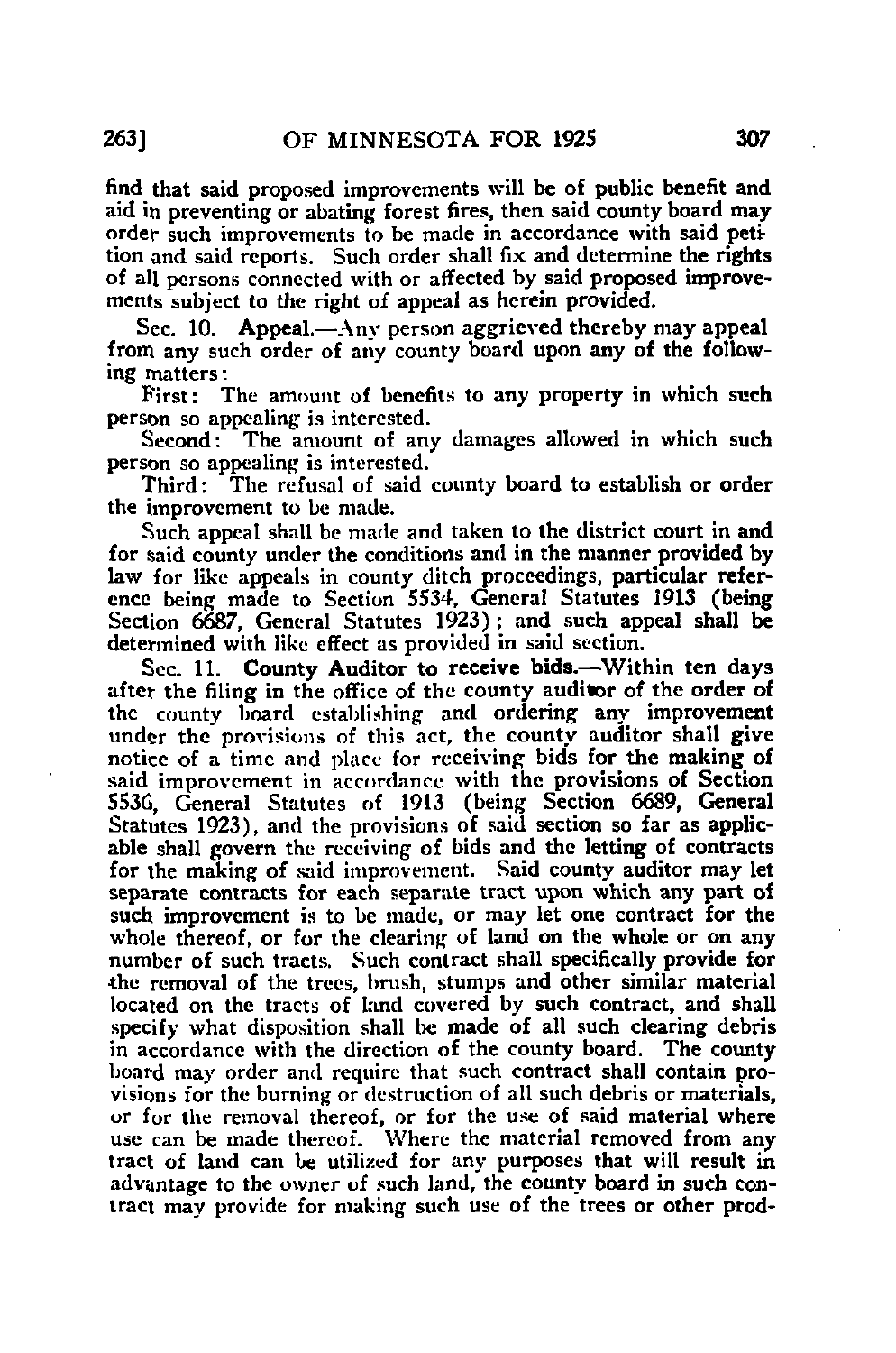find that said proposed improvements will be of public benefit and aid in preventing or abating forest fires, then said county board may order such improvements to be made in accordance with said petition and said reports. Such order shall fix and determine the rights of all persons connected with or affected by said proposed improvements subject to the right of appeal as herein provided.

Sec. 10. **Appeal.**—Any person aggrieved thereby may appeal from any such order of any county board upon any of the following matters:

First: The amount of benefits to any property in which such person so appealing is interested.

Second: The amount of any damages allowed in which such person so appealing is interested.

Third: The refusal of said county board to establish or order the improvement to be made.

Such appeal shall be made and taken to the district court in and for said county under the conditions and in the manner provided by law for like appeals in county ditch proceedings, particular reference being made to Section 5534, General Statutes 1913 (being Section 6687, General Statutes 1923); and such appeal shall be determined with like effect as provided in said section.

Sec. 11. **County Auditor to receive bids.**—Within ten days after the filing in the office of the county auditor of the order of the county board establishing and ordering any improvement under the provisions of this act, the county auditor shall give notice of a time and place for receiving bids for the making of said improvement in accordance with the provisions of Section 5536, General Statutes of 1913 (being Section 6689, General Statutes 1923), and the provisions of said section so far as applicable shall govern the receiving of bids and the letting of contracts for the making of said improvement. Said county auditor may let separate contracts for each separate tract upon which any part of such improvement is to be made, or may let one contract for the whole thereof, or for the clearing of land on the whole or on any number of such tracts. Such contract shall specifically provide for the removal of the trees, brush, stumps and other similar material located on the tracts of land covered by such contract, and shall specify what disposition shall be made of all such clearing debris in accordance with the direction of the county board. The county board may order and require that such contract shall contain provisions for the burning or destruction of all such debris or materials, or for the removal thereof, or for the use of said material where use can be made thereof. Where the material removed from any tract of land can be utilized for any purposes that will result in advantage to the owner of such land, the county board in such contract may provide for making such use of the trees or other prod-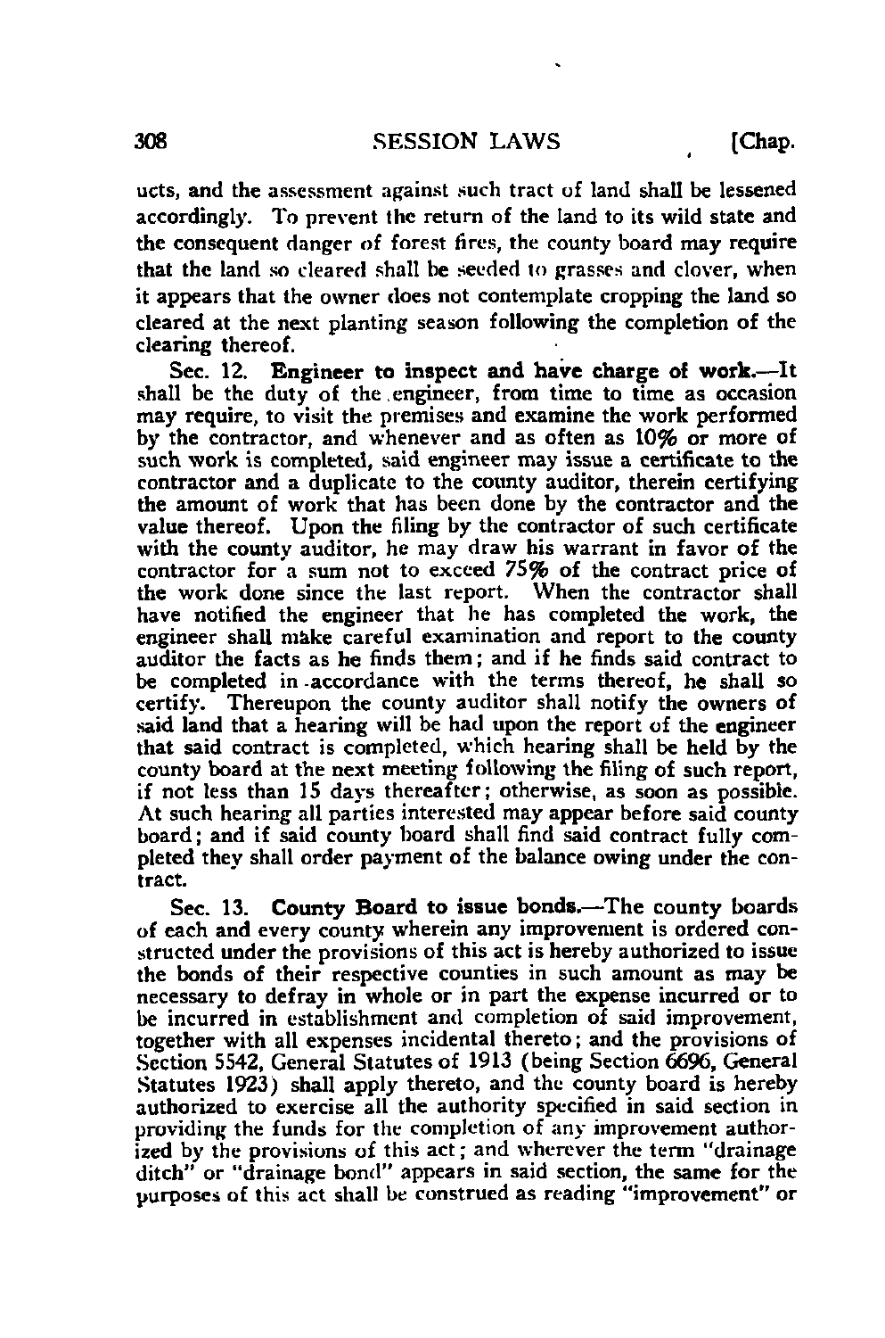ucts, and the assessment against such tract of land shall be lessened accordingly. To prevent the return of the land to its wild state and the consequent danger of forest fires, the county board may require that the land so cleared shall be seeded to grasses and clover, when it appears that the owner does not contemplate cropping the land so cleared at the next planting season following the completion of the clearing thereof.

Sec. 12. **Engineer to inspect and have charge of work.**—It shall be the duty of the engineer, from time to time as occasion may require, to visit the premises and examine the work performed by the contractor, and whenever and as often as 10% or more of such work is completed, said engineer may issue a certificate to the contractor and a duplicate to the county auditor, therein certifying the amount of work that has been done by the contractor and the value thereof. Upon the filing by the contractor of such certificate with the county auditor, he may draw his warrant in favor of the contractor for a sum not to exceed 75% of the contract price of the work done since the last report. When the contractor shall have notified the engineer that he has completed the work, the engineer shall make careful examination and report to the county auditor the facts as he finds them; and if he finds said contract to be completed in accordance with the terms thereof, he shall so certify. Thereupon the county auditor shall notify the owners of said land that a hearing will be had upon the report of the engineer that said contract is completed, which hearing shall be held by the county board at the next meeting following the filing of such report, if not less than 15 days thereafter; otherwise, as soon as possible. At such hearing all parties interested may appear before said county board; and if said county board shall find said contract fully completed they shall order payment of the balance owing under the contract.

Sec. 13. **County Board to issue bonds.**—The county boards of each and every county wherein any improvement is ordered constructed under the provisions of this act is hereby authorized to issue the bonds of their respective counties in such amount as may be necessary to defray in whole or in part the expense incurred or to be incurred in establishment and completion of said improvement, together with all expenses incidental thereto; and the provisions of Section 5542, General Statutes of 1913 (being Section 6696, General Statutes 1923) shall apply thereto, and the county board is hereby authorized to exercise all the authority specified in said section in providing the funds for the completion of any improvement authorized by the provisions of this act; and wherever the term "drainage ditch" or "drainage bond" appears in said section, the same for the purposes of this act shall be construed as reading "improvement" or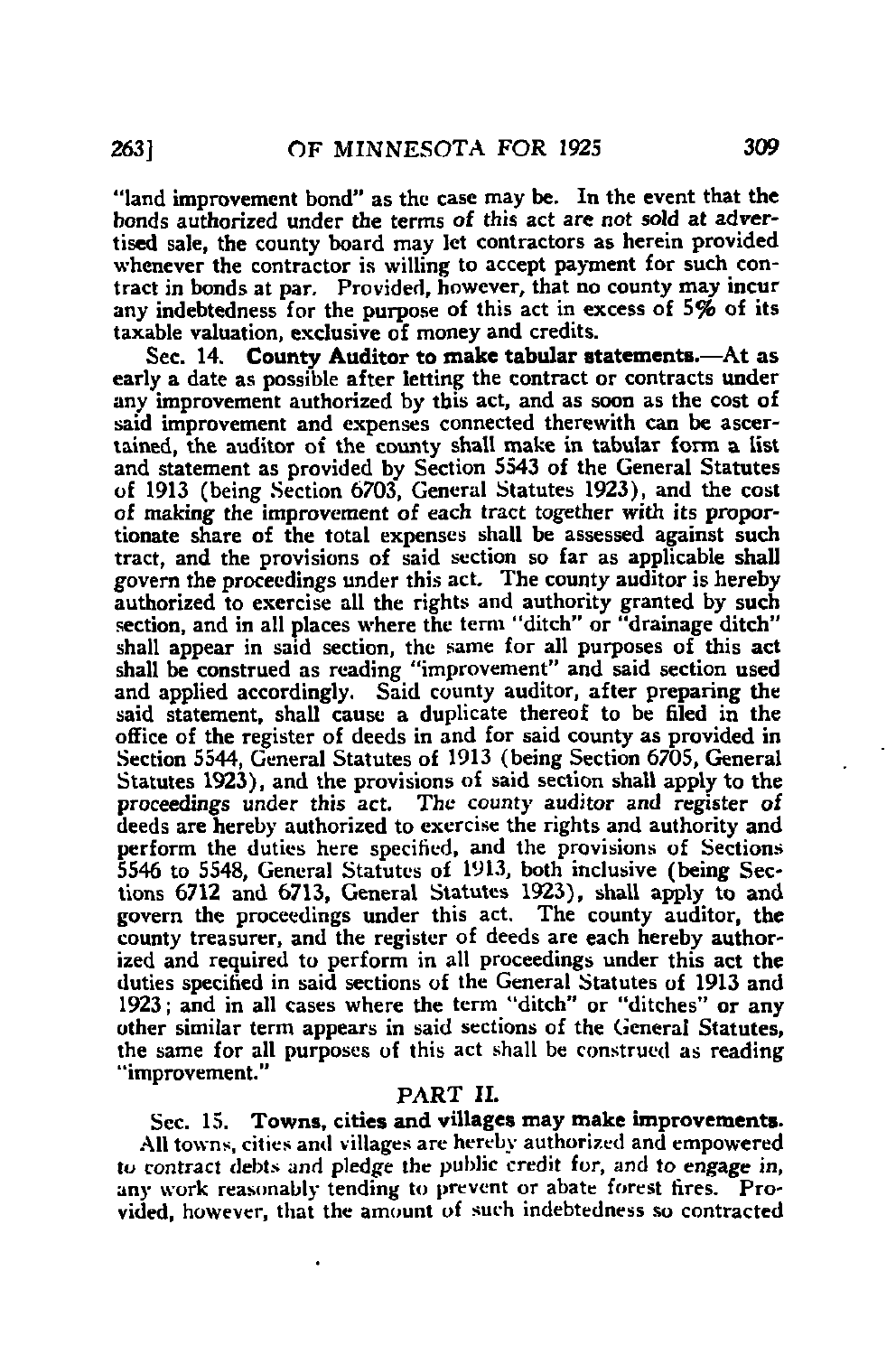"land improvement bond" as the case may be. In the event that the bonds authorized under the terms of this act are not sold at advertised sale, the county board may let contractors as herein provided whenever the contractor is willing to accept payment for such contract in bonds at par. Provided, however, that no county may incur any indebtedness for the purpose of this act in excess of 5% of its taxable valuation, exclusive of money and credits.

Sec. 14. **County Auditor to make tabular statements.**—At as early a date as possible after letting the contract or contracts under any improvement authorized by this act, and as soon as the cost of said improvement and expenses connected therewith can be ascertained, the auditor of the county shall make in tabular form a list and statement as provided by Section 5543 of the General Statutes of 1913 (being Section 6703, General Statutes 1923), and the cost of making the improvement of each tract together with its proportionate share of the total expenses shall be assessed against such tract, and the provisions of said section so far as applicable shall govern the proceedings under this act. The county auditor is hereby authorized to exercise all the rights and authority granted by such section, and in all places where the term "ditch" or "drainage ditch" shall appear in said section, the same for all purposes of this act shall be construed as reading "improvement" and said section used and applied accordingly. Said county auditor, after preparing the said statement, shall cause a duplicate thereof to be filed in the office of the register of deeds in and for said county as provided in Section 5544, General Statutes of 1913 (being Section 6705, General Statutes 1923), and the provisions of said section shall apply to the proceedings under this act. The county auditor and register of deeds are hereby authorized to exercise the rights and authority and perform the duties here specified, and the provisions of Sections 5546 to 5548, General Statutes of 1913, both inclusive (being Sections 6712 and 6713, General Statutes 1923), shall apply to and govern the proceedings under this act. The county auditor, the county treasurer, and the register of deeds are each hereby authorized and required to perform in all proceedings under this act the duties specified in said sections of the General Statutes of 1913 and 1923; and in all cases where the term "ditch" or "ditches" or any other similar term appears in said sections of the General Statutes, the same for all purposes of this act shall be construed as reading "improvement."

## PART II.

Sec. 15. **Towns, cities and villages may make improvements.** All towns, cities and villages are hereby authorized and empowered to contract debts and pledge the public credit for, and to engage in, any work reasonably tending to prevent or abate forest fires. Provided, however, that the amount of such indebtedness so contracted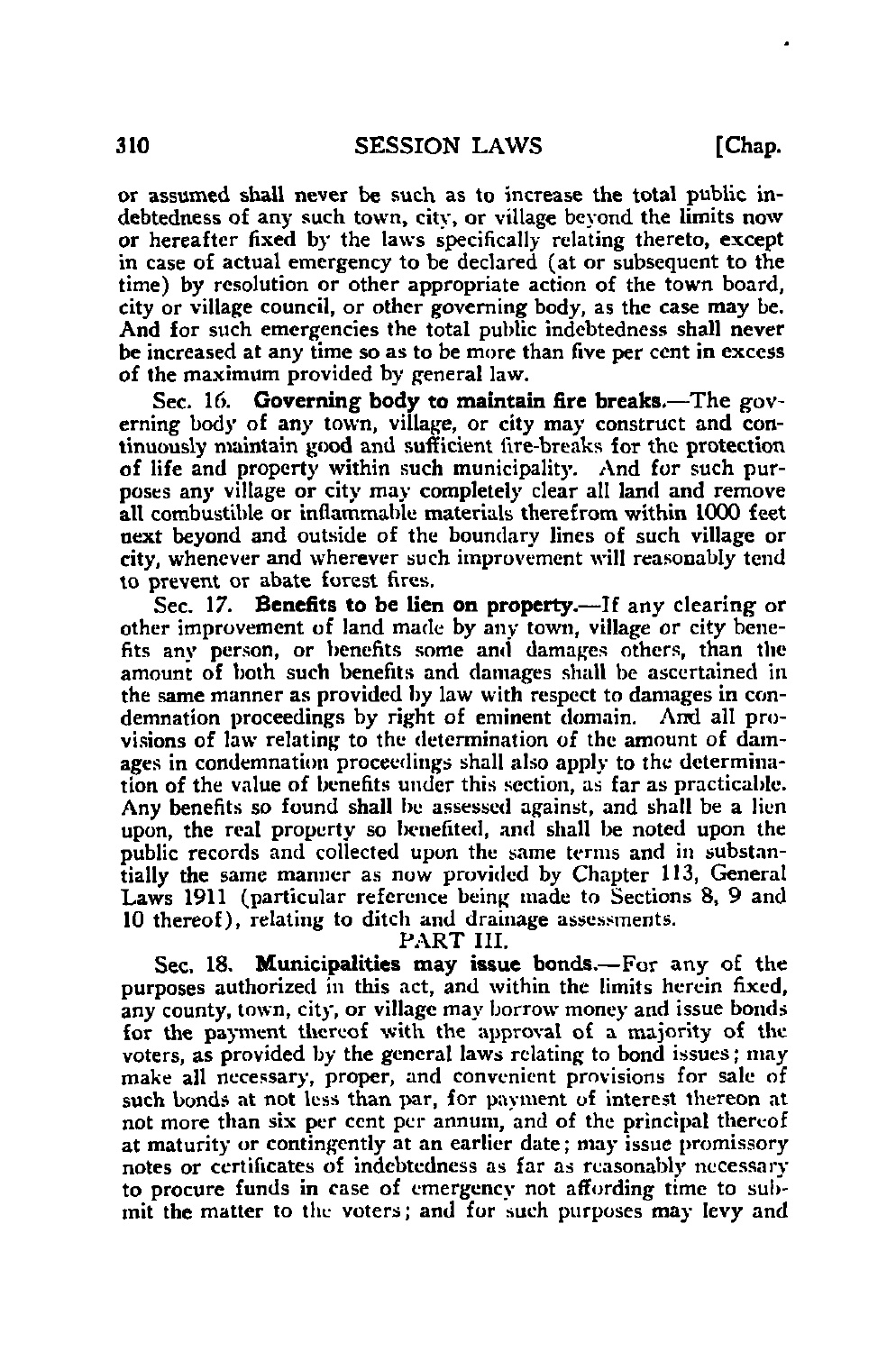or assumed shall never be such as to increase the total public indebtedness of any such town, city, or village beyond the limits now or hereafter fixed by the laws specifically relating thereto, except in case of actual emergency to be declared (at or subsequent to the time) by resolution or other appropriate action of the town board, city or village council, or other governing body, as the case may be. And for such emergencies the total public indebtedness shall never be increased at any time so as to be more than five per cent in excess of the maximum provided by general law.

Sec. 16. **Governing body to maintain fire breaks.**—The governing body of any town, village, or city may construct and continuously maintain good and sufficient fire-breaks for the protection of life and property within such municipality. And for such purposes any village or city may completely clear all land and remove all combustible or inflammable materials therefrom within 1000 feet next beyond and outside of the boundary lines of such village or city, whenever and wherever such improvement will reasonably tend to prevent or abate forest fires.

Sec. 17. **Benefits to be lien on property.**—If any clearing or other improvement of land made by any town, village or city benefits any person, or benefits some and damages others, than the amount of both such benefits and damages shall be ascertained in the same manner as provided by law with respect to damages in condemnation proceedings by right of eminent domain. And all provisions of law relating to the determination of the amount of damages in condemnation proceedings shall also apply to the determination of the value of benefits under this section, as far as practicable. Any benefits so found shall be assessed against, and shall be a lien upon, the real property so benefited, and shall be noted upon the public records and collected upon the same terms and in substantially the same manner as now provided by Chapter 113, General Laws 1911 (particular reference being made to Sections 8, 9 and 10 thereof), relating to ditch and drainage assessments.

PART III.

Sec. 18. **Municipalities may issue bonds.**—For any of the purposes authorized in this act, and within the limits herein fixed, any county, town, city, or village may borrow money and issue bonds for the payment thereof with the approval of a majority of the voters, as provided by the general laws relating to bond issues; may make all necessary, proper, and convenient provisions for sale of such bonds at not less than par, for payment of interest thereon at not more than six per cent per annum, and of the principal thereof at maturity or contingently at an earlier date; may issue promissory notes or certificates of indebtedness as far as reasonably necessary to procure funds in case of emergency not affording time to submit the matter to the voters; and for such purposes may levy and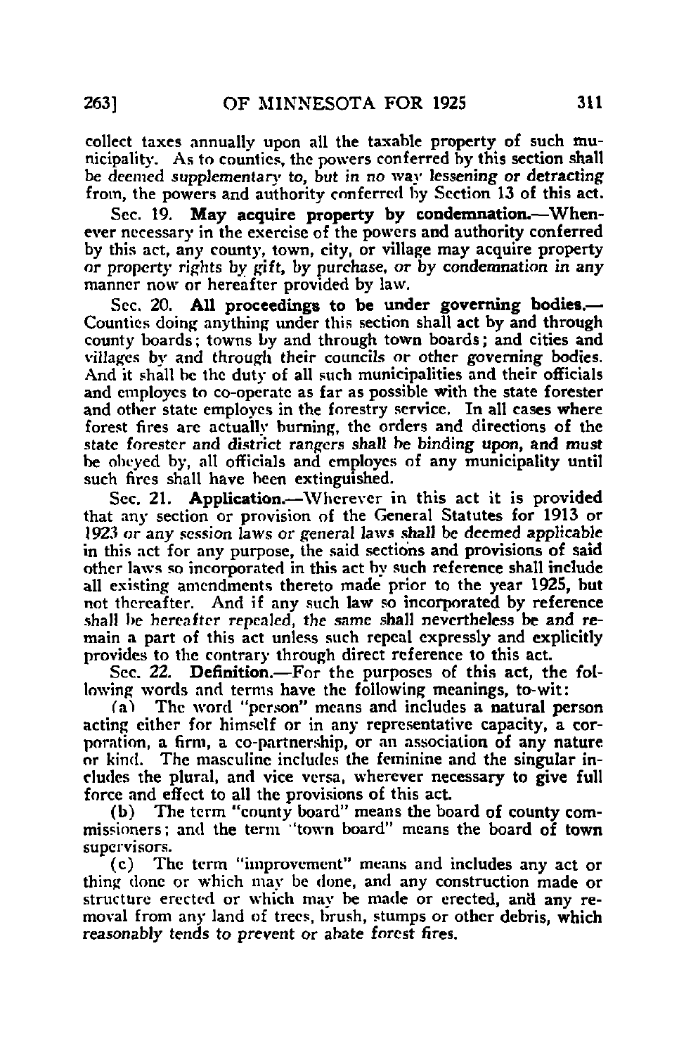collect taxes annually upon all the taxable property of such municipality. As to counties, the powers conferred by this section shall be deemed supplementary to, but in no way lessening or detracting from, the powers and authority conferred by Section 13 of this act.

Sec. 19. **May acquire property by condemnation.**—Whenever necessary in the exercise of the powers and authority conferred by this act, any county, town, city, or village may acquire property or property rights by gift, by purchase, or by condemnation in any manner now or hereafter provided by law.

Sec. 20. **All proceedings to be under governing bodies.**—Counties doing anything under this section shall act by and through county boards; towns by and through town boards; and cities and villages by and through their councils or other governing bodies. And it shall be the duty of all such municipalities and their officials and employes to co-operate as far as possible with the state forester and other state employes in the forestry service. In all cases where forest fires are actually burning, the orders and directions of the state forester and district rangers shall be binding upon, and must be obeyed by, all officials and employes of any municipality until such fires shall have been extinguished.

Sec. 21. **Application.**—Wherever in this act it is provided that any section or provision of the General Statutes for 1913 or 1923 or any session laws or general laws shall be deemed applicable in this act for any purpose, the said sections and provisions of said other laws so incorporated in this act by such reference shall include all existing amendments thereto made prior to the year 1925, but not thereafter. And if any such law so incorporated by reference shall be hereafter repealed, the same shall nevertheless be and remain a part of this act unless such repeal expressly and explicitly provides to the contrary through direct reference to this act.

Sec. 22. **Definition.**—For the purposes of this act, the following words and terms have the following meanings, to-wit:

(a) The word "person" means and includes a natural person acting either for himself or in any representative capacity, a corporation, a firm, a co-partnership, or an association of any nature or kind. The masculine includes the feminine and the singular includes the plural, and vice versa, wherever necessary to give full force and effect to all the provisions of this act.

(b) The term "county board" means the board of county commissioners; and the term "town board" means the board of town supervisors.

(c) The term "improvement" means and includes any act or thing done or which may be done, and any construction made or structure erected or which may be made or erected, and any removal from any land of trees, brush, stumps or other debris, which reasonably tends to prevent or abate forest fires.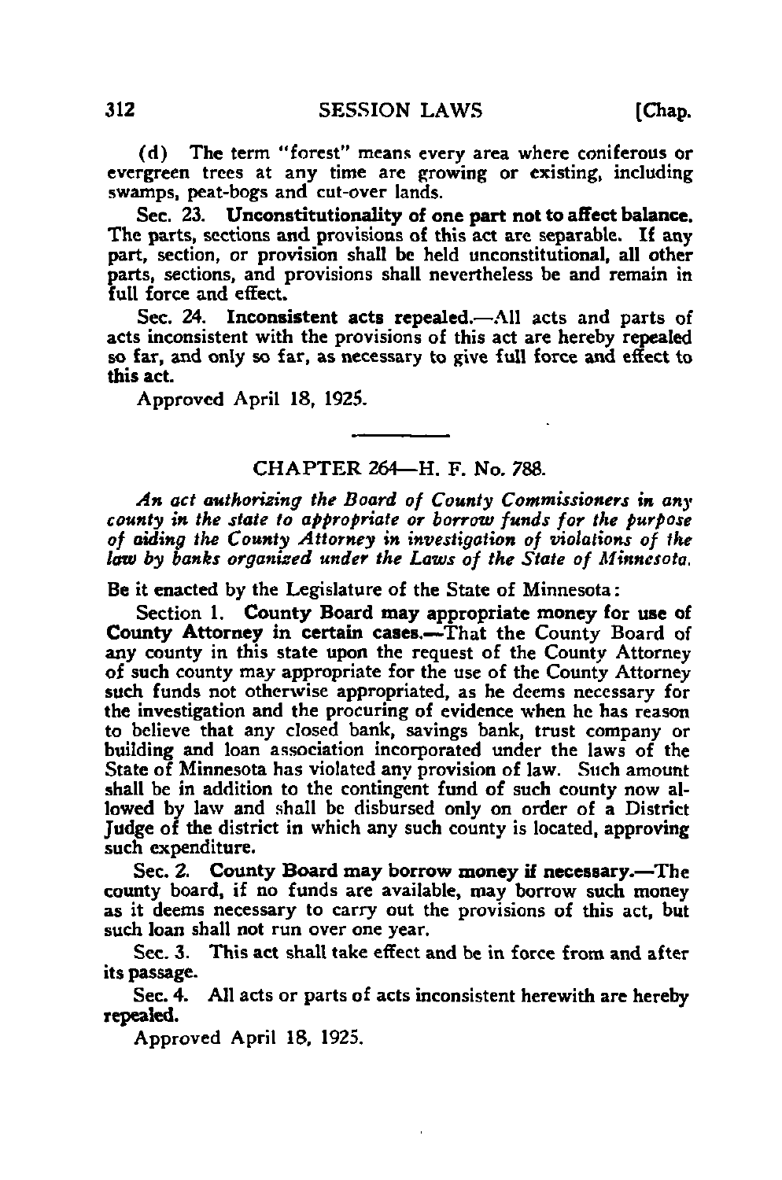(d) The term "forest" means every area where coniferous or evergreen trees at any time are growing or existing, including swamps, peat-bogs and cut-over lands.

Sec. 23. **Unconstitutionality of one part not to affect balance.** The parts, sections and provisions of this act are separable. If any part, section, or provision shall be held unconstitutional, all other parts, sections, and provisions shall nevertheless be and remain in full force and effect.

Sec. 24. **Inconsistent acts repealed.**—All acts and parts of acts inconsistent with the provisions of this act are hereby repealed so far, and only so far, as necessary to give full force and effect to this act.

Approved April 18, 1925.

---

## CHAPTER 264—H. F. No. 788.

*An act authorizing the Board of County Commissioners in any county in the state to appropriate or borrow funds for the purpose of aiding the County Attorney in investigation of violations of the law by banks organized under the Laws of the State of Minnesota.*

Be it enacted by the Legislature of the State of Minnesota:

Section 1. **County Board may appropriate money for use of County Attorney in certain cases.**—That the County Board of any county in this state upon the request of the County Attorney of such county may appropriate for the use of the County Attorney such funds not otherwise appropriated, as he deems necessary for the investigation and the procuring of evidence when he has reason to believe that any closed bank, savings bank, trust company or building and loan association incorporated under the laws of the State of Minnesota has violated any provision of law. Such amount shall be in addition to the contingent fund of such county now allowed by law and shall be disbursed only on order of a District Judge of the district in which any such county is located, approving such expenditure.

Sec. 2. **County Board may borrow money if necessary.**—The county board, if no funds are available, may borrow such money as it deems necessary to carry out the provisions of this act, but such loan shall not run over one year.

Sec. 3. This act shall take effect and be in force from and after its passage.

Sec. 4. All acts or parts of acts inconsistent herewith are hereby repealed.

Approved April 18, 1925.